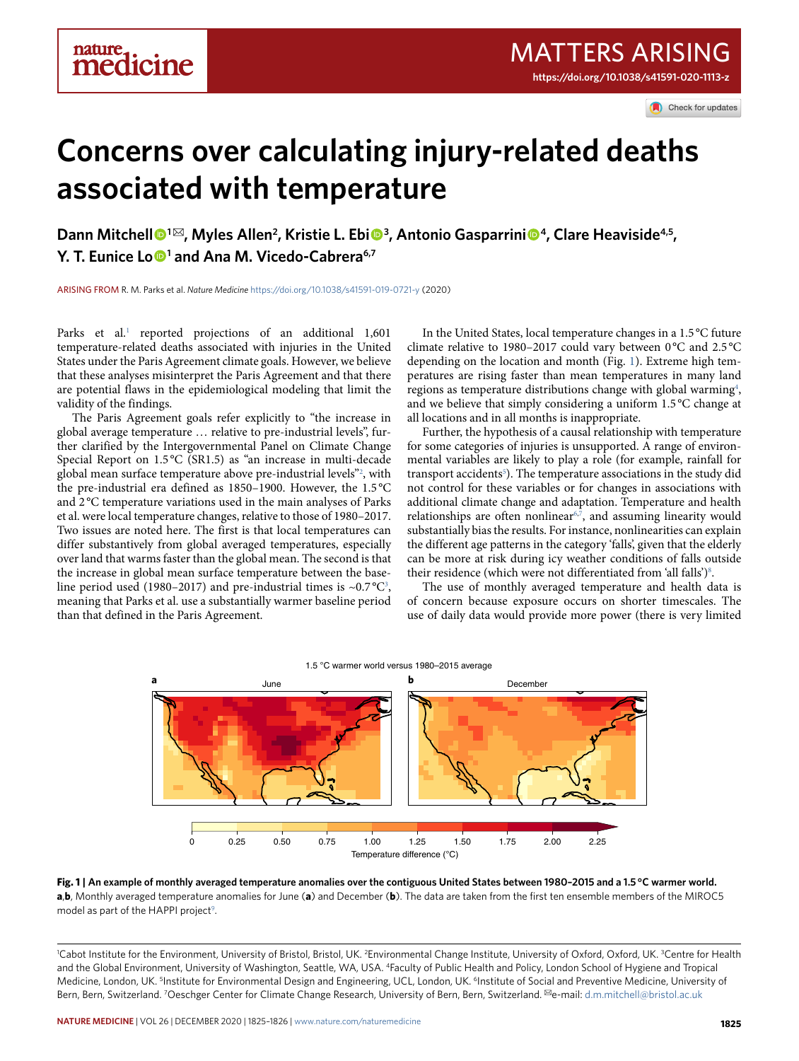# Concerns over calculating injury-related deaths associated with temperature

**Dann Mitchell[1]✉, Myles Allen[2], Kristie L. Ebi[3], Antonio Gasparrini[4], Clare Heaviside[4,5], Y. T. Eunice Lo[1] and Ana M. Vicedo-Cabrera[6,7]**

ARISING FROM R. M. Parks et al. *Nature Medicine* https://doi.org/10.1038/s41591-019-0721-y (2020)

Parks et al.[1] reported projections of an additional 1,601 temperature-related deaths associated with injuries in the United States under the Paris Agreement climate goals. However, we believe that these analyses misinterpret the Paris Agreement and that there are potential flaws in the epidemiological modeling that limit the validity of the findings.

The Paris Agreement goals refer explicitly to "the increase in global average temperature … relative to pre-industrial levels", further clarified by the Intergovernmental Panel on Climate Change Special Report on 1.5 °C (SR1.5) as "an increase in multi-decade global mean surface temperature above pre-industrial levels"[2], with the pre-industrial era defined as 1850–1900. However, the 1.5 °C and 2 °C temperature variations used in the main analyses of Parks et al. were local temperature changes, relative to those of 1980–2017. Two issues are noted here. The first is that local temperatures can differ substantively from global averaged temperatures, especially over land that warms faster than the global mean. The second is that the increase in global mean surface temperature between the baseline period used (1980–2017) and pre-industrial times is ~0.7 °C[3], meaning that Parks et al. use a substantially warmer baseline period than that defined in the Paris Agreement.

In the United States, local temperature changes in a 1.5 °C future climate relative to 1980–2017 could vary between 0 °C and 2.5 °C depending on the location and month (Fig. 1). Extreme high temperatures are rising faster than mean temperatures in many land regions as temperature distributions change with global warming[4], and we believe that simply considering a uniform 1.5 °C change at all locations and in all months is inappropriate.

Further, the hypothesis of a causal relationship with temperature for some categories of injuries is unsupported. A range of environmental variables are likely to play a role (for example, rainfall for transport accidents[5]). The temperature associations in the study did not control for these variables or for changes in associations with additional climate change and adaptation. Temperature and health relationships are often nonlinear[6,7], and assuming linearity would substantially bias the results. For instance, nonlinearities can explain the different age patterns in the category 'falls', given that the elderly can be more at risk during icy weather conditions of falls outside their residence (which were not differentiated from 'all falls')[8].

The use of monthly averaged temperature and health data is of concern because exposure occurs on shorter timescales. The use of daily data would provide more power (there is very limited

**Fig. 1 | An example of monthly averaged temperature anomalies over the contiguous United States between 1980–2015 and a 1.5 °C warmer world.** **a**,**b**, Monthly averaged temperature anomalies for June (**a**) and December (**b**). The data are taken from the first ten ensemble members of the MIROC5 model as part of the HAPPI project[9].

[1]Cabot Institute for the Environment, University of Bristol, Bristol, UK. [2]Environmental Change Institute, University of Oxford, Oxford, UK. [3]Centre for Health and the Global Environment, University of Washington, Seattle, WA, USA. [4]Faculty of Public Health and Policy, London School of Hygiene and Tropical Medicine, London, UK. [5]Institute for Environmental Design and Engineering, UCL, London, UK. [6]Institute of Social and Preventive Medicine, University of Bern, Bern, Switzerland. [7]Oeschger Center for Climate Change Research, University of Bern, Bern, Switzerland. ✉e-mail: d.m.mitchell@bristol.ac.uk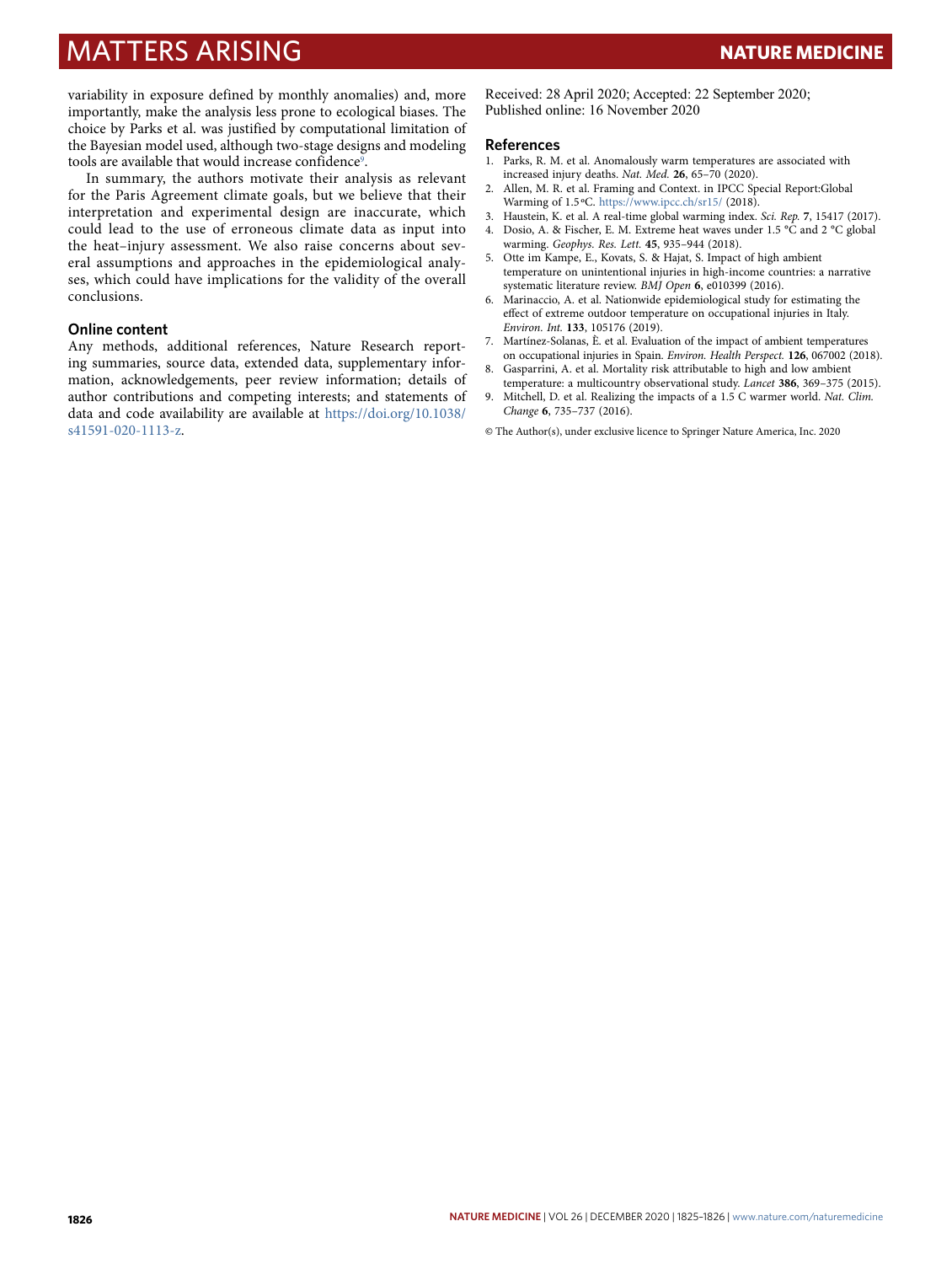variability in exposure defined by monthly anomalies) and, more importantly, make the analysis less prone to ecological biases. The choice by Parks et al. was justified by computational limitation of the Bayesian model used, although two-stage designs and modeling tools are available that would increase confidence[9].

In summary, the authors motivate their analysis as relevant for the Paris Agreement climate goals, but we believe that their interpretation and experimental design are inaccurate, which could lead to the use of erroneous climate data as input into the heat–injury assessment. We also raise concerns about several assumptions and approaches in the epidemiological analyses, which could have implications for the validity of the overall conclusions.

### Online content

Any methods, additional references, Nature Research reporting summaries, source data, extended data, supplementary information, acknowledgements, peer review information; details of author contributions and competing interests; and statements of data and code availability are available at https://doi.org/10.1038/s41591-020-1113-z.

Received: 28 April 2020; Accepted: 22 September 2020;
Published online: 16 November 2020

### References

1. Parks, R. M. et al. Anomalously warm temperatures are associated with increased injury deaths. *Nat. Med.* **26**, 65–70 (2020).
2. Allen, M. R. et al. Framing and Context. in IPCC Special Report:Global Warming of 1.5 °C. https://www.ipcc.ch/sr15/ (2018).
3. Haustein, K. et al. A real-time global warming index. *Sci. Rep.* **7**, 15417 (2017).
4. Dosio, A. & Fischer, E. M. Extreme heat waves under 1.5 °C and 2 °C global warming. *Geophys. Res. Lett.* **45**, 935–944 (2018).
5. Otte im Kampe, E., Kovats, S. & Hajat, S. Impact of high ambient temperature on unintentional injuries in high-income countries: a narrative systematic literature review. *BMJ Open* **6**, e010399 (2016).
6. Marinaccio, A. et al. Nationwide epidemiological study for estimating the effect of extreme outdoor temperature on occupational injuries in Italy. *Environ. Int.* **133**, 105176 (2019).
7. Martínez-Solanas, È. et al. Evaluation of the impact of ambient temperatures on occupational injuries in Spain. *Environ. Health Perspect.* **126**, 067002 (2018).
8. Gasparrini, A. et al. Mortality risk attributable to high and low ambient temperature: a multicountry observational study. *Lancet* **386**, 369–375 (2015).
9. Mitchell, D. et al. Realizing the impacts of a 1.5 C warmer world. *Nat. Clim. Change* **6**, 735–737 (2016).

© The Author(s), under exclusive licence to Springer Nature America, Inc. 2020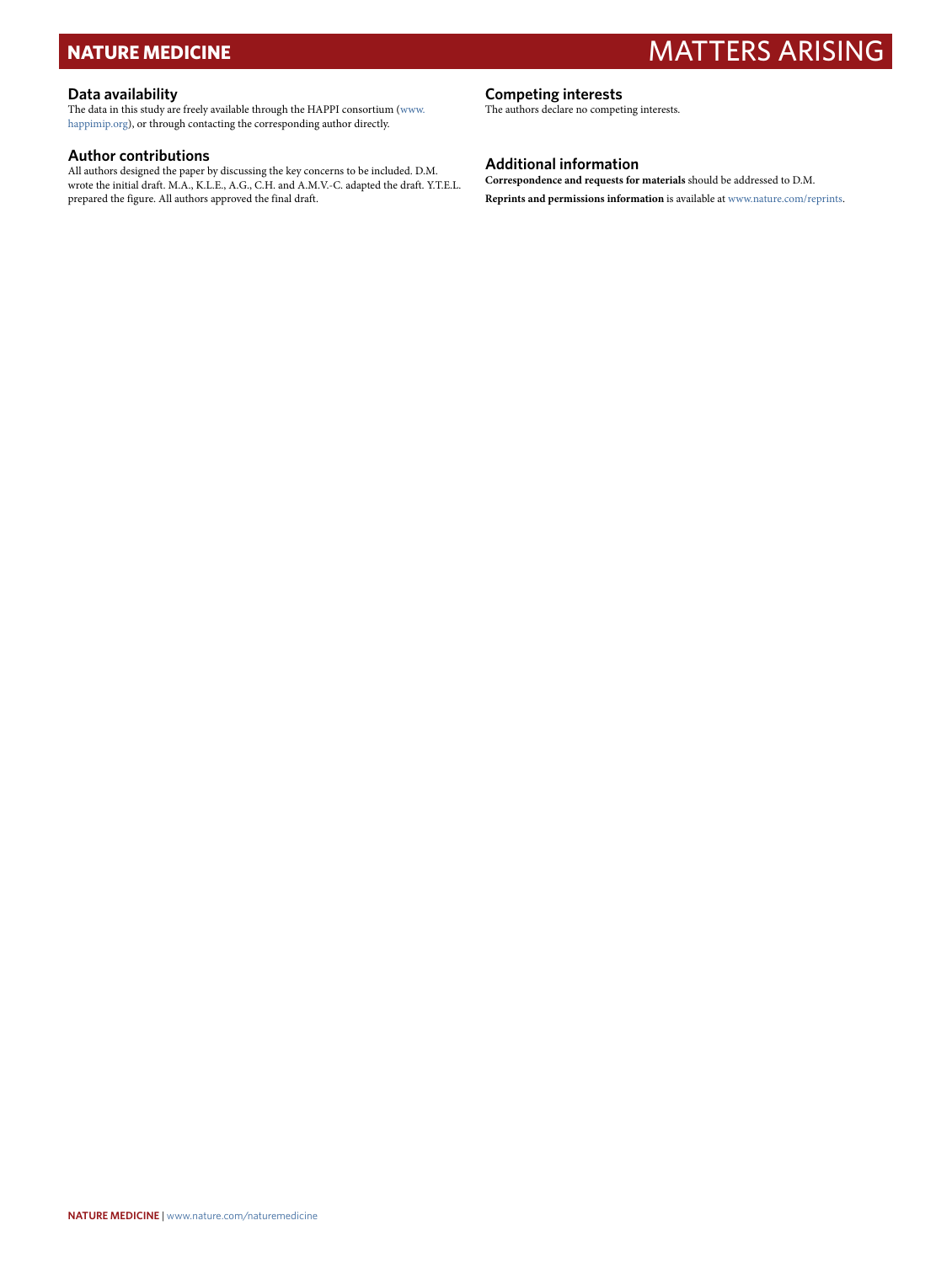## Data availability

The data in this study are freely available through the HAPPI consortium (www.happimip.org), or through contacting the corresponding author directly.

## Author contributions

All authors designed the paper by discussing the key concerns to be included. D.M. wrote the initial draft. M.A., K.L.E., A.G., C.H. and A.M.V.-C. adapted the draft. Y.T.E.L. prepared the figure. All authors approved the final draft.

## Competing interests

The authors declare no competing interests.

## Additional information

**Correspondence and requests for materials** should be addressed to D.M.

**Reprints and permissions information** is available at www.nature.com/reprints.